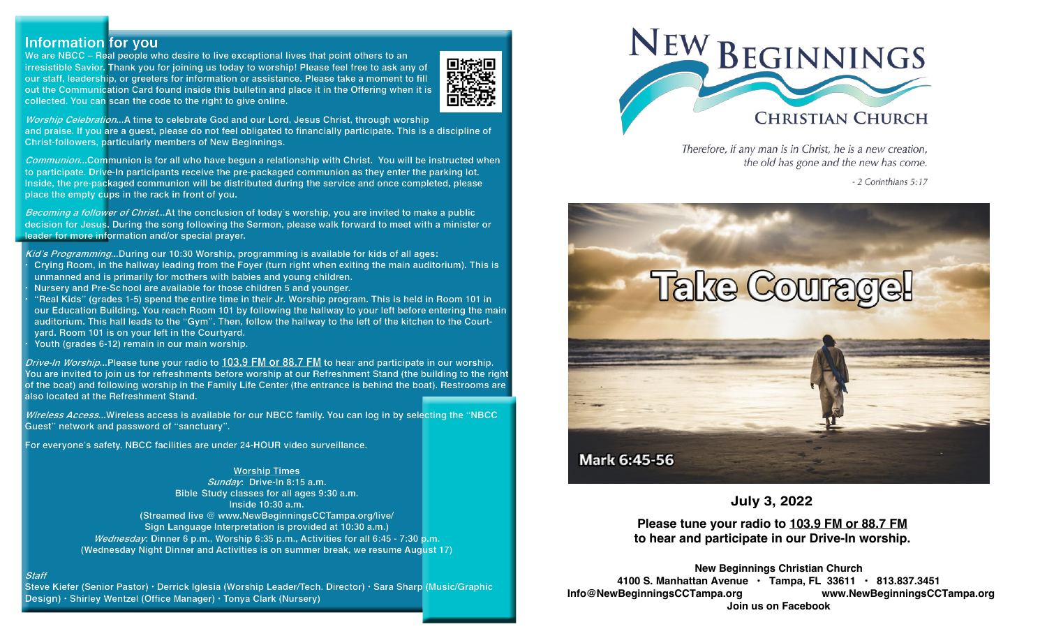## Information for you

We are NBCC – Real people who desire to live exceptional lives that point others to an irresistible Savior. Thank you for joining us today to worship! Please feel free to ask any of our staff, leadership, or greeters for information or assistance. Please take a moment to fill out the Communication Card found inside this bulletin and place it in the Offering when it is collected. You can scan the code to the right to give online.

*Worship Celebration*...A time to celebrate God and our Lord, Jesus Christ, through worship and praise. If you are a guest, please do not feel obligated to financially participate. This is a discipline of Christ-followers, particularly members of New Beginnings.

*Communion*...Communion is for all who have begun a relationship with Christ. You will be instructed when to participate. Drive-In participants receive the pre-packaged communion as they enter the parking lot. Inside, the pre-packaged communion will be distributed during the service and once completed, please place the empty cups in the rack in front of you.

*Becoming a follower of Christ*...At the conclusion of today's worship, you are invited to make a public decision for Jesus. During the song following the Sermon, please walk forward to meet with a minister or leader for more information and/or special prayer.

*Kid's Programming*...During our 10:30 Worship, programming is available for kids of all ages:

- Crying Room, in the hallway leading from the Foyer (turn right when exiting the main auditorium). This is unmanned and is primarily for mothers with babies and young children.
- Nursery and Pre-School are available for those children 5 and younger.
- "Real Kids" (grades 1-5) spend the entire time in their Jr. Worship program. This is held in Room 101 in our Education Building. You reach Room 101 by following the hallway to your left before entering the main auditorium. This hall leads to the "Gym". Then, follow the hallway to the left of the kitchen to the Courtyard. Room 101 is on your left in the Courtyard.
- Youth (grades 6-12) remain in our main worship.

*Drive-In Worship*...Please tune your radio to 103.9 FM or 88.7 FM to hear and participate in our worship. You are invited to join us for refreshments before worship at our Refreshment Stand (the building to the right of the boat) and following worship in the Family Life Center (the entrance is behind the boat). Restrooms are also located at the Refreshment Stand.

*Wireless Access*...Wireless access is available for our NBCC family. You can log in by selecting the "NBCC Guest" network and password of "sanctuary".

For everyone's safety, NBCC facilities are under 24-HOUR video surveillance.

Worship Times
*Sunday*: Drive-In 8:15 a.m.
Bible Study classes for all ages 9:30 a.m.
Inside 10:30 a.m.
(Streamed live @ www.NewBeginningsCCTampa.org/live/
Sign Language Interpretation is provided at 10:30 a.m.)
*Wednesday*: Dinner 6 p.m., Worship 6:35 p.m., Activities for all 6:45 - 7:30 p.m.
(Wednesday Night Dinner and Activities is on summer break, we resume August 17)

*Staff*
Steve Kiefer (Senior Pastor) · Derrick Iglesia (Worship Leader/Tech. Director) · Sara Sharp (Music/Graphic Design) · Shirley Wentzel (Office Manager) · Tonya Clark (Nursery)

# New Beginnings Christian Church

*Therefore, if any man is in Christ, he is a new creation, the old has gone and the new has come.*

*- 2 Corinthians 5:17*

**Take Courage!**

**Mark 6:45-56**

**July 3, 2022**

**Please tune your radio to 103.9 FM or 88.7 FM to hear and participate in our Drive-In worship.**

**New Beginnings Christian Church**
**4100 S. Manhattan Avenue • Tampa, FL 33611 • 813.837.3451**
**Info@NewBeginningsCCTampa.org www.NewBeginningsCCTampa.org**
**Join us on Facebook**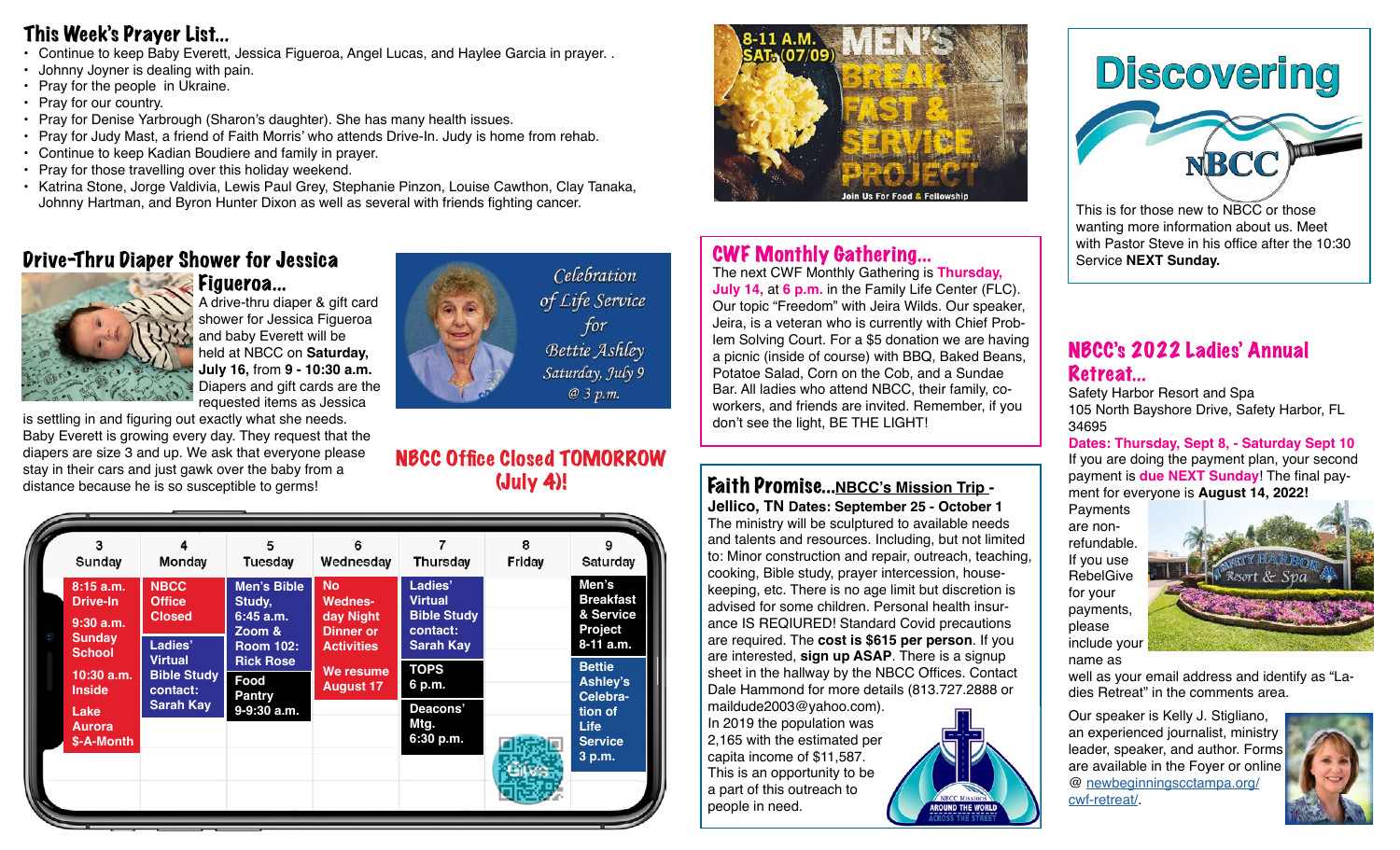## This Week's Prayer List...

- Continue to keep Baby Everett, Jessica Figueroa, Angel Lucas, and Haylee Garcia in prayer. .
- Johnny Joyner is dealing with pain.
- Pray for the people in Ukraine.
- Pray for our country.
- Pray for Denise Yarbrough (Sharon's daughter). She has many health issues.
- Pray for Judy Mast, a friend of Faith Morris' who attends Drive-In. Judy is home from rehab.
- Continue to keep Kadian Boudiere and family in prayer.
- Pray for those travelling over this holiday weekend.
- Katrina Stone, Jorge Valdivia, Lewis Paul Grey, Stephanie Pinzon, Louise Cawthon, Clay Tanaka, Johnny Hartman, and Byron Hunter Dixon as well as several with friends fighting cancer.

## Drive-Thru Diaper Shower for Jessica Figueroa...

A drive-thru diaper & gift card shower for Jessica Figueroa and baby Everett will be held at NBCC on **Saturday, July 16,** from **9 - 10:30 a.m.** Diapers and gift cards are the requested items as Jessica is settling in and figuring out exactly what she needs. Baby Everett is growing every day. They request that the diapers are size 3 and up. We ask that everyone please stay in their cars and just gawk over the baby from a distance because he is so susceptible to germs!

*Celebration of Life Service for Bettie Ashley Saturday, July 9 @ 3 p.m.*

## NBCC Office Closed TOMORROW (July 4)!

| 3 Sunday | 4 Monday | 5 Tuesday | 6 Wednesday | 7 Thursday | 8 Friday | 9 Saturday |
|---|---|---|---|---|---|---|
| 8:15 a.m. Drive-In<br>9:30 a.m. Sunday School<br>10:30 a.m. Inside<br>Lake Aurora $-A-Month | NBCC Office Closed<br>Ladies' Virtual Bible Study contact: Sarah Kay | Men's Bible Study, 6:45 a.m. Zoom & Room 102: Rick Rose<br>Food Pantry 9-9:30 a.m. | No Wednesday Night Dinner or Activities<br>We resume August 17 | Ladies' Virtual Bible Study contact: Sarah Kay<br>TOPS 6 p.m.<br>Deacons' Mtg. 6:30 p.m. | Give | Men's Breakfast & Service Project 8-11 a.m.<br>Bettie Ashley's Celebration of Life Service 3 p.m. |

8-11 A.M. SAT. (07/09) MEN'S BREAKFAST & SERVICE PROJECT
Join Us For Food & Fellowship

## CWF Monthly Gathering...

The next CWF Monthly Gathering is **Thursday, July 14,** at **6 p.m.** in the Family Life Center (FLC). Our topic "Freedom" with Jeira Wilds. Our speaker, Jeira, is a veteran who is currently with Chief Problem Solving Court. For a $5 donation we are having a picnic (inside of course) with BBQ, Baked Beans, Potatoe Salad, Corn on the Cob, and a Sundae Bar. All ladies who attend NBCC, their family, co-workers, and friends are invited. Remember, if you don't see the light, BE THE LIGHT!

## Faith Promise...NBCC's Mission Trip - Jellico, TN Dates: September 25 - October 1

The ministry will be sculptured to available needs and talents and resources. Including, but not limited to: Minor construction and repair, outreach, teaching, cooking, Bible study, prayer intercession, housekeeping, etc. There is no age limit but discretion is advised for some children. Personal health insurance IS REQIURED! Standard Covid precautions are required. The **cost is $615 per person**. If you are interested, **sign up ASAP**. There is a signup sheet in the hallway by the NBCC Offices. Contact Dale Hammond for more details (813.727.2888 or maildude2003@yahoo.com).

In 2019 the population was 2,165 with the estimated per capita income of $11,587. This is an opportunity to be a part of this outreach to people in need.

NBCC Missions AROUND THE WORLD ACROSS THE STREET

## Discovering NBCC

This is for those new to NBCC or those wanting more information about us. Meet with Pastor Steve in his office after the 10:30 Service **NEXT Sunday.**

## NBCC's 2022 Ladies' Annual Retreat...

Safety Harbor Resort and Spa
105 North Bayshore Drive, Safety Harbor, FL 34695

**Dates: Thursday, Sept 8, - Saturday Sept 10**

If you are doing the payment plan, your second payment is **due NEXT Sunday**! The final payment for everyone is **August 14, 2022!**

Payments are non-refundable. If you use RebelGive for your payments, please include your name as well as your email address and identify as "Ladies Retreat" in the comments area.

Our speaker is Kelly J. Stigliano, an experienced journalist, ministry leader, speaker, and author. Forms are available in the Foyer or online @ newbeginningscctampa.org/cwf-retreat/.